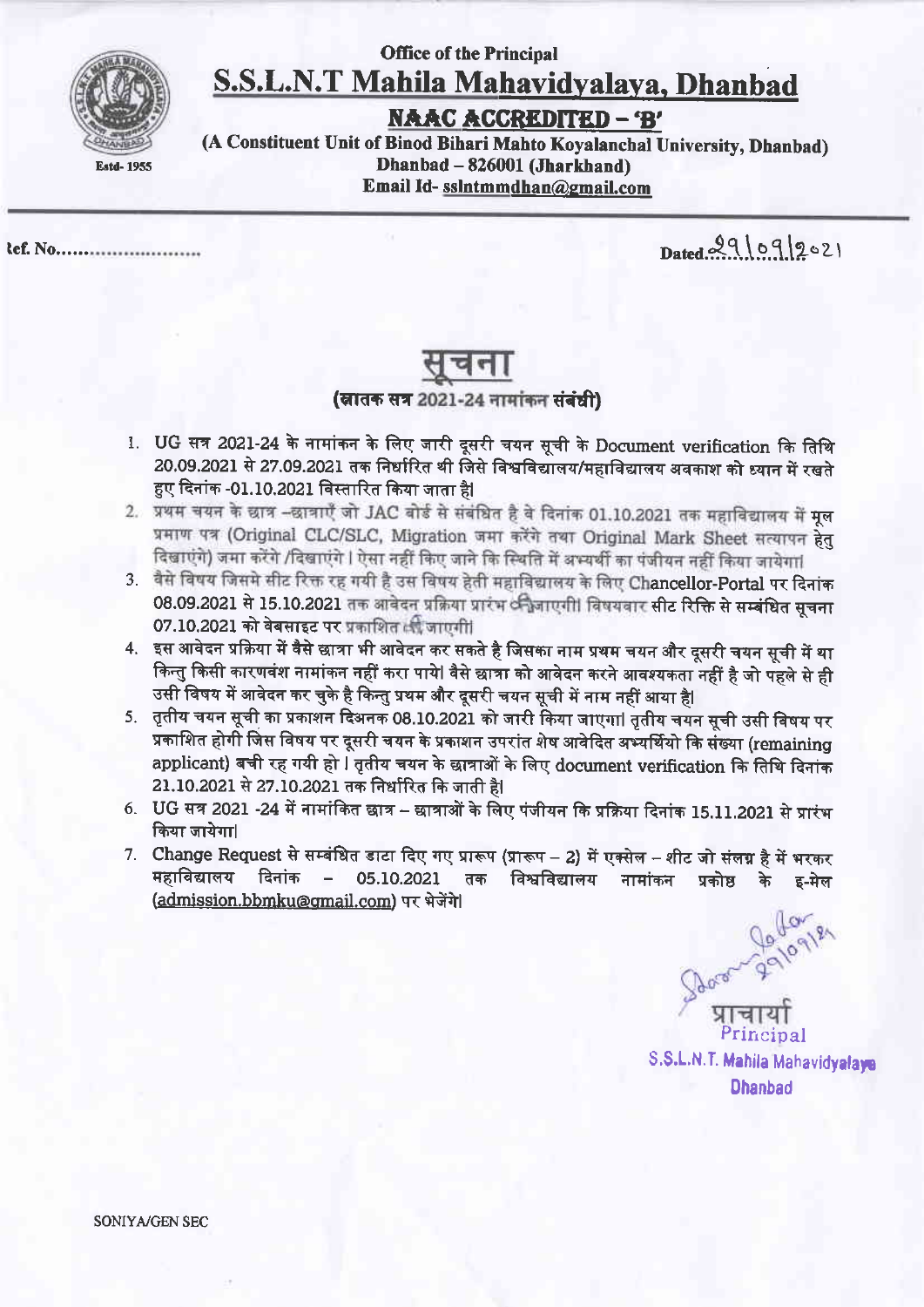**Office of the Principal**

# S.S.L.N.T Mahila Mahavidyalaya, Dhanbad

**NAAC ACCREDITED – 'B'**

**(A Constituent Unit of Binod Bihari Mahto Koyalanchal University, Dhanbad)**
**Dhanbad – 826001 (Jharkhand)**
**Email Id- sslntmmdhan@gmail.com**

Estd- 1955

Ref. No.........................

Dated 29/09/2021

## सूचना

**(स्नातक सत्र 2021-24 नामांकन संबंधी)**

1. UG सत्र 2021-24 के नामांकन के लिए जारी दूसरी चयन सूची के Document verification कि तिथि 20.09.2021 से 27.09.2021 तक निर्धारित थी जिसे विश्वविद्यालय/महाविद्यालय अवकाश को ध्यान में रखते हुए दिनांक -01.10.2021 विस्तारित किया जाता है।
2. प्रथम चयन के छात्र –छात्राएँ जो JAC बोर्ड से संबंधित है वे दिनांक 01.10.2021 तक महाविद्यालय में मूल प्रमाण पत्र (Original CLC/SLC, Migration जमा करेंगे तथा Original Mark Sheet सत्यापन हेतु दिखाएंगे) जमा करेंगे /दिखाएंगे । ऐसा नहीं किए जाने कि स्थिति में अभ्यर्थी का पंजीयन नहीं किया जायेगा।
3. वैसे विषय जिसमे सीट रिक्त रह गयी है उस विषय हेती महाविद्यालय के लिए Chancellor-Portal पर दिनांक 08.09.2021 से 15.10.2021 तक आवेदन प्रक्रिया प्रारंभ की जाएगी। विषयवार सीट रिक्ति से सम्बंधित सूचना 07.10.2021 को वेबसाइट पर प्रकाशित की जाएगी।
4. इस आवेदन प्रक्रिया में वैसे छात्रा भी आवेदन कर सकते है जिसका नाम प्रथम चयन और दूसरी चयन सूची में था किन्तु किसी कारणवंश नामांकन नहीं करा पाये। वैसे छात्रा को आवेदन करने आवश्यकता नहीं है जो पहले से ही उसी विषय में आवेदन कर चुके है किन्तु प्रथम और दूसरी चयन सूची में नाम नहीं आया है।
5. तृतीय चयन सूची का प्रकाशन दिअनक 08.10.2021 को जारी किया जाएगा। तृतीय चयन सूची उसी विषय पर प्रकाशित होगी जिस विषय पर दूसरी चयन के प्रकाशन उपरांत शेष आवेदित अभ्यर्थियो कि संख्या (remaining applicant) बची रह गयी हो । तृतीय चयन के छात्राओं के लिए document verification कि तिथि दिनांक 21.10.2021 से 27.10.2021 तक निर्धारित कि जाती है।
6. UG सत्र 2021 -24 में नामांकित छात्र – छात्राओं के लिए पंजीयन कि प्रक्रिया दिनांक 15.11.2021 से प्रारंभ किया जायेगा।
7. Change Request से सम्बंधित डाटा दिए गए प्रारूप (प्रारूप – 2) में एक्सेल – शीट जो संलग्न है में भरकर महाविद्यालय दिनांक – 05.10.2021 तक विश्वविद्यालय नामांकन प्रकोष्ठ के इ-मेल (admission.bbmku@gmail.com) पर भेजेंगे।

प्राचार्य
Principal
S.S.L.N.T. Mahila Mahavidyalaya
Dhanbad

SONIYA/GEN SEC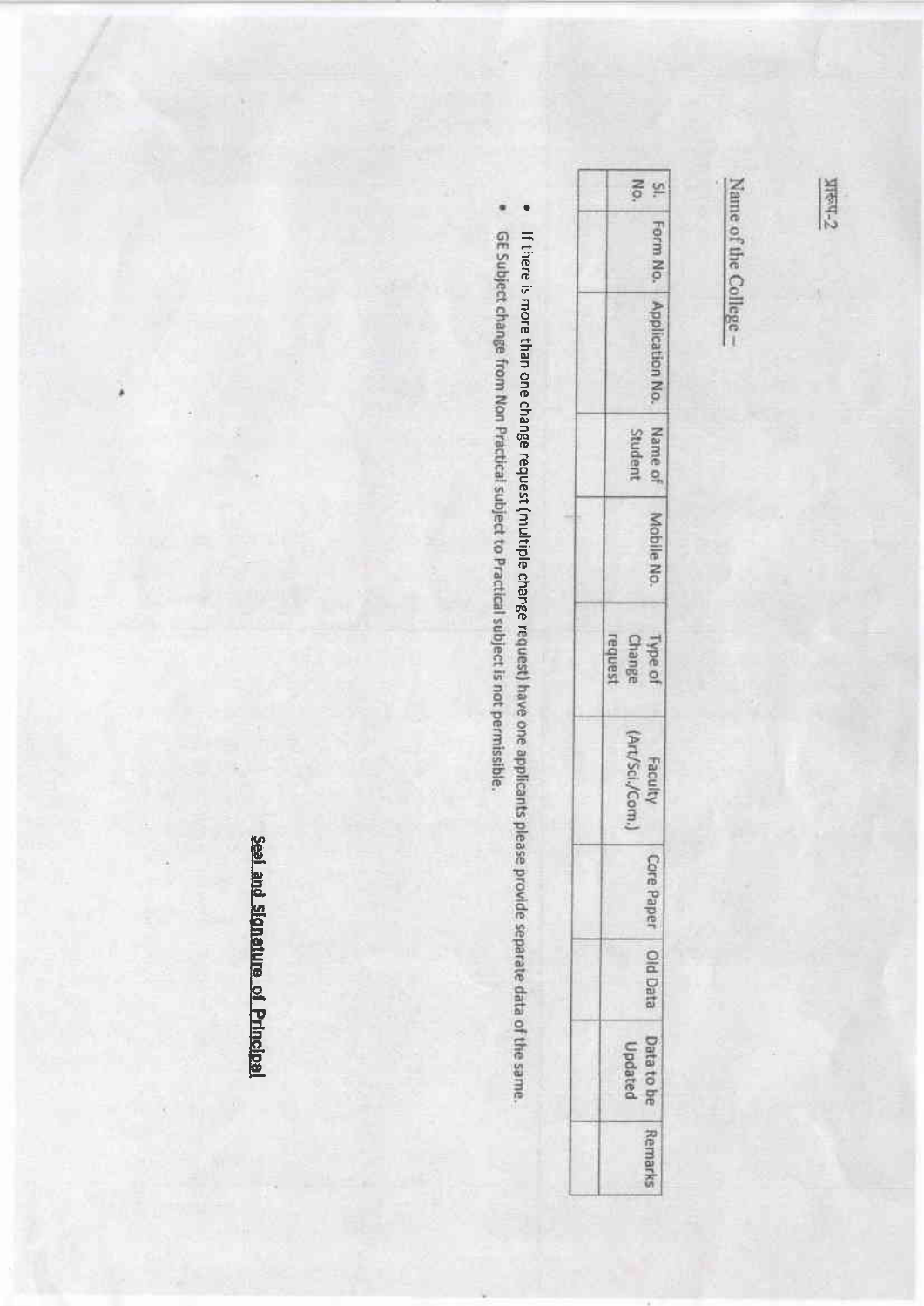प्रपत्र-2

Name of the College –

| Sl. No. | Form No. | Application No. | Name of Student | Mobile No. | Type of Change request | Faculty (Art/Sci./Com.) | Core Paper | Old Data | Data to be Updated | Remarks |
|---|---|---|---|---|---|---|---|---|---|---|
| | | | | | | | | | | |

- If there is more than one change request (multiple change request) have one applicants please provide separate data of the same.
- GE Subject change from Non Practical subject to Practical subject is not permissible.

**Seal and signature of Principal**